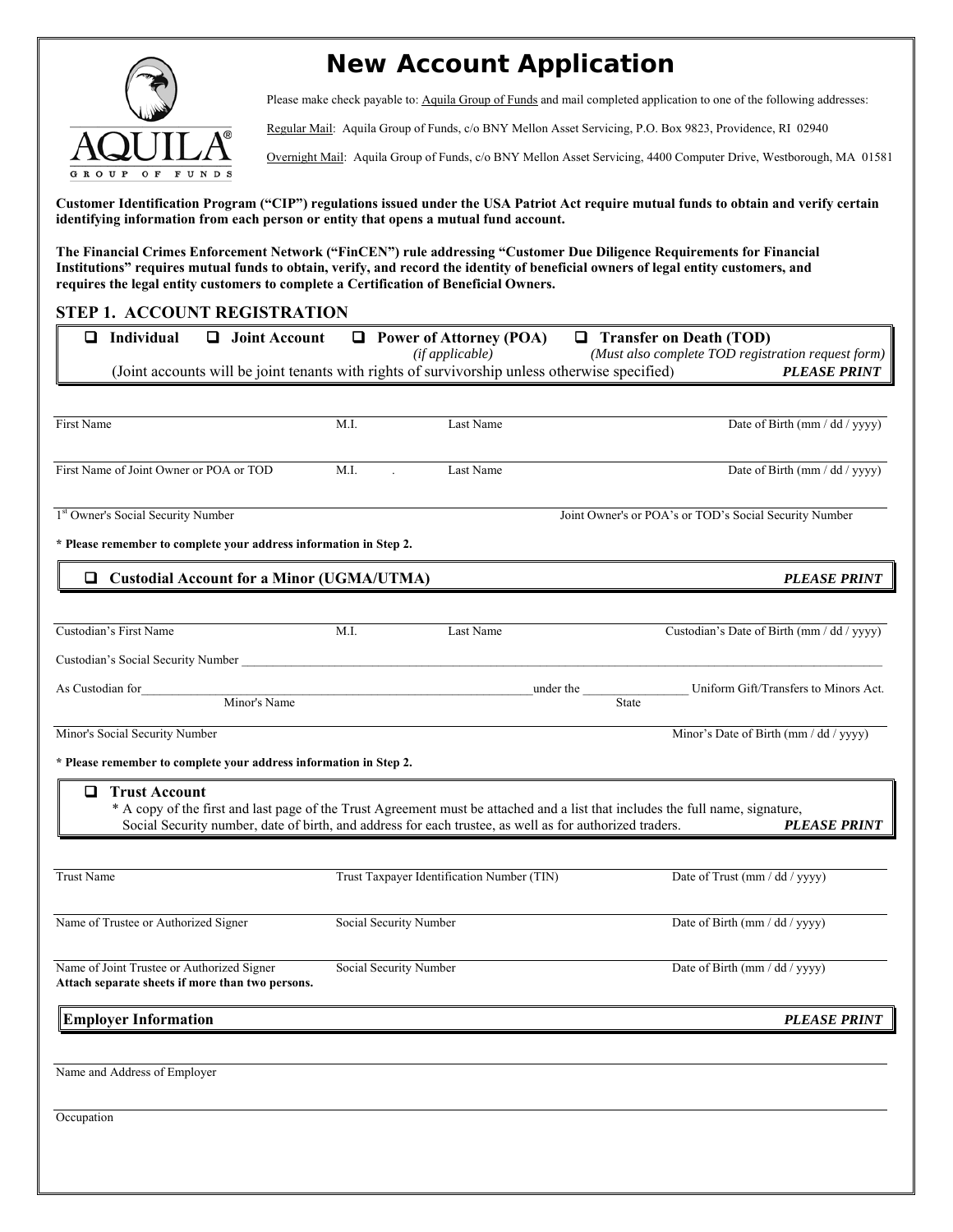# New Account Application

AQUILA® GROUP OF FUNDS

Please make check payable to: Aquila Group of Funds and mail completed application to one of the following addresses:

Regular Mail: Aquila Group of Funds, c/o BNY Mellon Asset Servicing, P.O. Box 9823, Providence, RI 02940

Overnight Mail: Aquila Group of Funds, c/o BNY Mellon Asset Servicing, 4400 Computer Drive, Westborough, MA 01581

**Customer Identification Program ("CIP") regulations issued under the USA Patriot Act require mutual funds to obtain and verify certain identifying information from each person or entity that opens a mutual fund account.**

**The Financial Crimes Enforcement Network ("FinCEN") rule addressing "Customer Due Diligence Requirements for Financial Institutions" requires mutual funds to obtain, verify, and record the identity of beneficial owners of legal entity customers, and requires the legal entity customers to complete a Certification of Beneficial Owners.**

## STEP 1. ACCOUNT REGISTRATION

❑ **Individual** ❑ **Joint Account** ❑ **Power of Attorney (POA)** *(if applicable)* ❑ **Transfer on Death (TOD)** *(Must also complete TOD registration request form)*

(Joint accounts will be joint tenants with rights of survivorship unless otherwise specified) ***PLEASE PRINT***

First Name ______ M.I. ______ Last Name ______ Date of Birth (mm / dd / yyyy) ______

First Name of Joint Owner or POA or TOD ______ M.I. ______ Last Name ______ Date of Birth (mm / dd / yyyy) ______

1st Owner's Social Security Number ______ Joint Owner's or POA's or TOD's Social Security Number ______

**\* Please remember to complete your address information in Step 2.**

❑ **Custodial Account for a Minor (UGMA/UTMA)** ***PLEASE PRINT***

Custodian's First Name ______ M.I. ______ Last Name ______ Custodian's Date of Birth (mm / dd / yyyy) ______

Custodian's Social Security Number ______

As Custodian for ______ (Minor's Name) under the ______ (State) Uniform Gift/Transfers to Minors Act.

Minor's Social Security Number ______ Minor's Date of Birth (mm / dd / yyyy) ______

**\* Please remember to complete your address information in Step 2.**

❑ **Trust Account**

\* A copy of the first and last page of the Trust Agreement must be attached and a list that includes the full name, signature, Social Security number, date of birth, and address for each trustee, as well as for authorized traders. ***PLEASE PRINT***

Trust Name ______ Trust Taxpayer Identification Number (TIN) ______ Date of Trust (mm / dd / yyyy) ______

Name of Trustee or Authorized Signer ______ Social Security Number ______ Date of Birth (mm / dd / yyyy) ______

Name of Joint Trustee or Authorized Signer ______ Social Security Number ______ Date of Birth (mm / dd / yyyy) ______

**Attach separate sheets if more than two persons.**

**Employer Information** ***PLEASE PRINT***

Name and Address of Employer ______

Occupation ______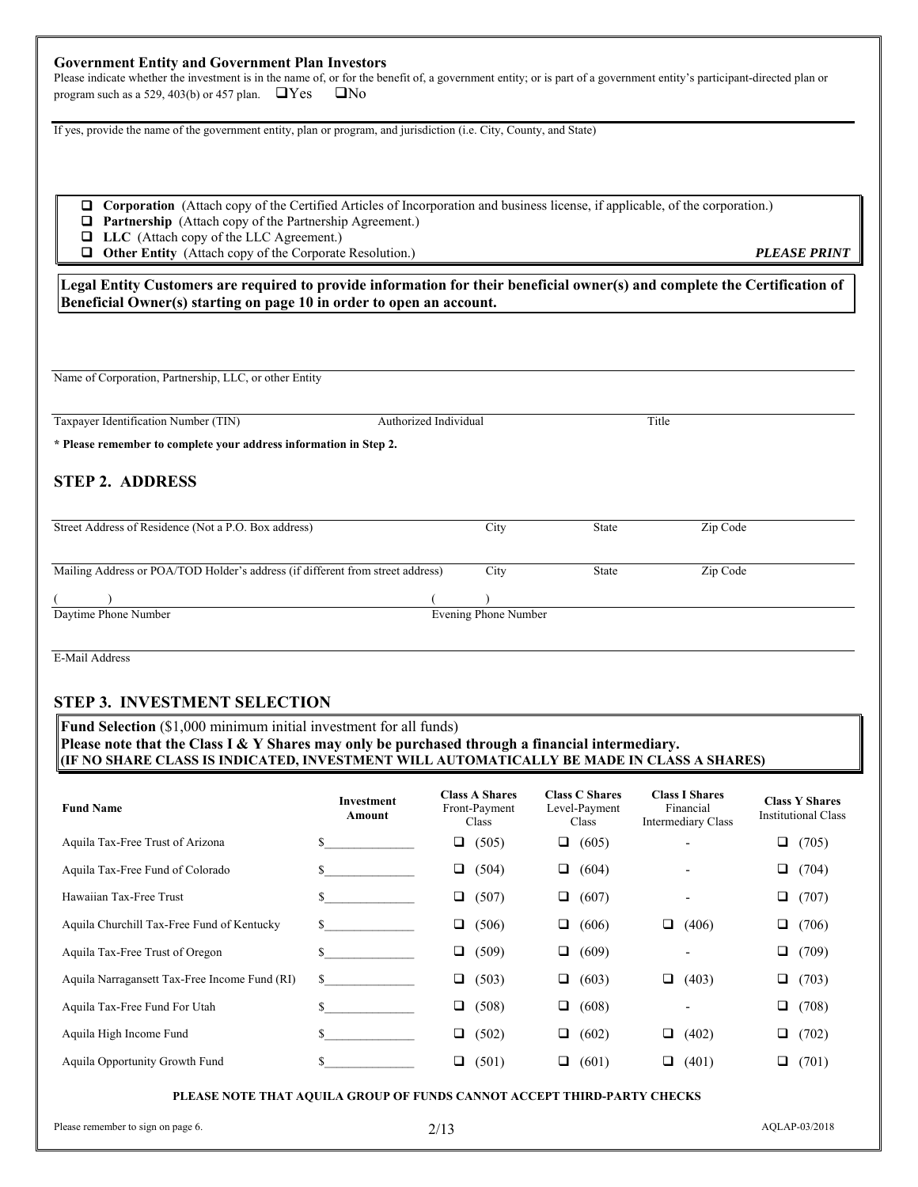**Government Entity and Government Plan Investors**
Please indicate whether the investment is in the name of, or for the benefit of, a government entity; or is part of a government entity's participant-directed plan or program such as a 529, 403(b) or 457 plan. ❑ Yes ❑ No

If yes, provide the name of the government entity, plan or program, and jurisdiction (i.e. City, County, and State)

- ❑ **Corporation** (Attach copy of the Certified Articles of Incorporation and business license, if applicable, of the corporation.)
- ❑ **Partnership** (Attach copy of the Partnership Agreement.)
- ❑ **LLC** (Attach copy of the LLC Agreement.)
- ❑ **Other Entity** (Attach copy of the Corporate Resolution.)

***PLEASE PRINT***

**Legal Entity Customers are required to provide information for their beneficial owner(s) and complete the Certification of Beneficial Owner(s) starting on page 10 in order to open an account.**

Name of Corporation, Partnership, LLC, or other Entity

Taxpayer Identification Number (TIN) Authorized Individual Title

**\* Please remember to complete your address information in Step 2.**

## STEP 2. ADDRESS

Street Address of Residence (Not a P.O. Box address) City State Zip Code

Mailing Address or POA/TOD Holder's address (if different from street address) City State Zip Code

( ) ( )
Daytime Phone Number Evening Phone Number

E-Mail Address

## STEP 3. INVESTMENT SELECTION

**Fund Selection** ($1,000 minimum initial investment for all funds)
**Please note that the Class I & Y Shares may only be purchased through a financial intermediary.**
**(IF NO SHARE CLASS IS INDICATED, INVESTMENT WILL AUTOMATICALLY BE MADE IN CLASS A SHARES)**

| Fund Name | Investment Amount | Class A Shares Front-Payment Class | Class C Shares Level-Payment Class | Class I Shares Financial Intermediary Class | Class Y Shares Institutional Class |
|---|---|---|---|---|---|
| Aquila Tax-Free Trust of Arizona | $________ | ❑ (505) | ❑ (605) | - | ❑ (705) |
| Aquila Tax-Free Fund of Colorado | $________ | ❑ (504) | ❑ (604) | - | ❑ (704) |
| Hawaiian Tax-Free Trust | $________ | ❑ (507) | ❑ (607) | - | ❑ (707) |
| Aquila Churchill Tax-Free Fund of Kentucky | $________ | ❑ (506) | ❑ (606) | ❑ (406) | ❑ (706) |
| Aquila Tax-Free Trust of Oregon | $________ | ❑ (509) | ❑ (609) | - | ❑ (709) |
| Aquila Narragansett Tax-Free Income Fund (RI) | $________ | ❑ (503) | ❑ (603) | ❑ (403) | ❑ (703) |
| Aquila Tax-Free Fund For Utah | $________ | ❑ (508) | ❑ (608) | - | ❑ (708) |
| Aquila High Income Fund | $________ | ❑ (502) | ❑ (602) | ❑ (402) | ❑ (702) |
| Aquila Opportunity Growth Fund | $________ | ❑ (501) | ❑ (601) | ❑ (401) | ❑ (701) |

**PLEASE NOTE THAT AQUILA GROUP OF FUNDS CANNOT ACCEPT THIRD-PARTY CHECKS**

Please remember to sign on page 6.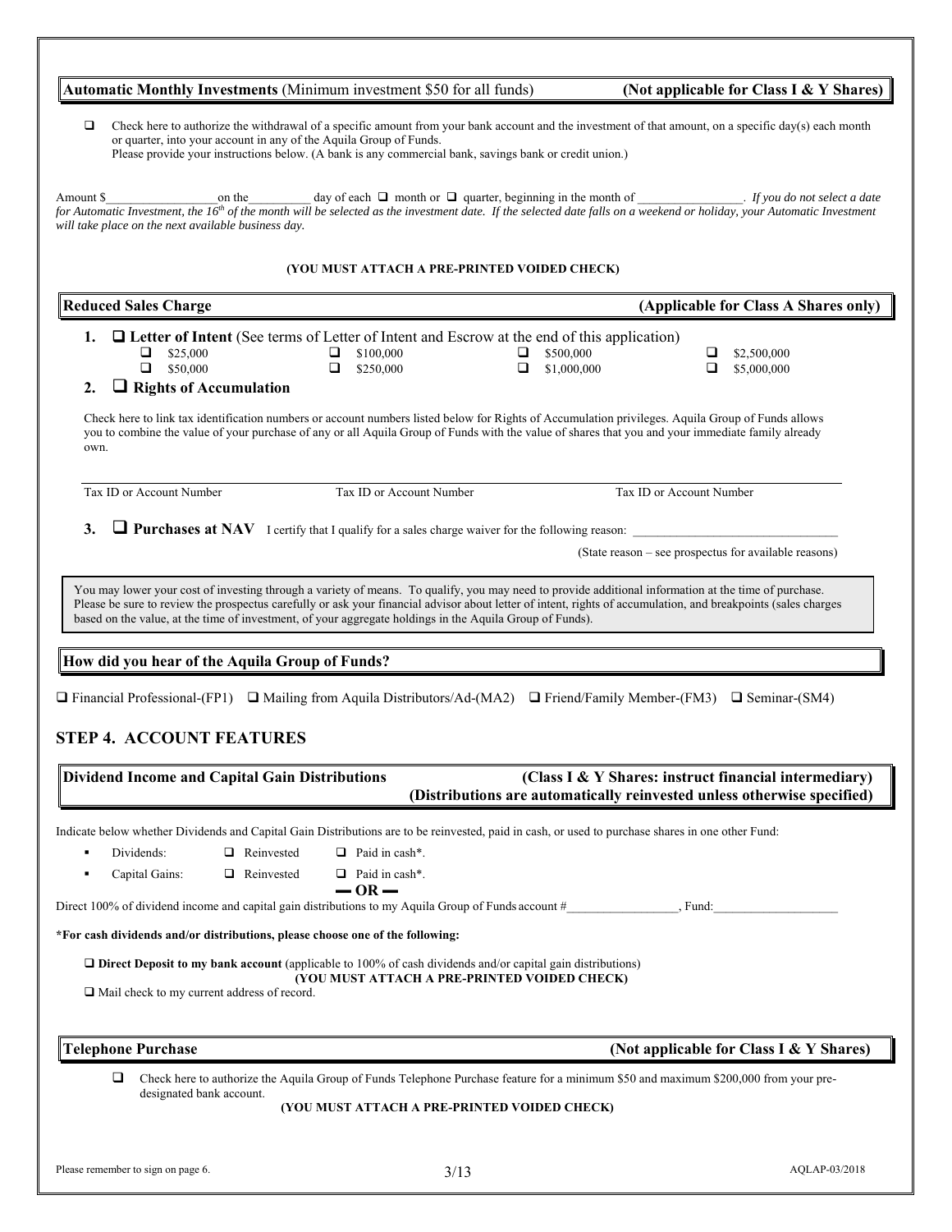**Automatic Monthly Investments** (Minimum investment $50 for all funds) **(Not applicable for Class I & Y Shares)**

☐ Check here to authorize the withdrawal of a specific amount from your bank account and the investment of that amount, on a specific day(s) each month or quarter, into your account in any of the Aquila Group of Funds.
Please provide your instructions below. (A bank is any commercial bank, savings bank or credit union.)

Amount $_________________on the__________ day of each ☐ month or ☐ quarter, beginning in the month of ________________. *If you do not select a date for Automatic Investment, the 16th of the month will be selected as the investment date. If the selected date falls on a weekend or holiday, your Automatic Investment will take place on the next available business day.*

**(YOU MUST ATTACH A PRE-PRINTED VOIDED CHECK)**

**Reduced Sales Charge** **(Applicable for Class A Shares only)**

1. ☐ **Letter of Intent** (See terms of Letter of Intent and Escrow at the end of this application)

| | | | |
|---|---|---|---|
| ☐ $25,000 | ☐ $100,000 | ☐ $500,000 | ☐ $2,500,000 |
| ☐ $50,000 | ☐ $250,000 | ☐ $1,000,000 | ☐ $5,000,000 |

2. ☐ **Rights of Accumulation**

Check here to link tax identification numbers or account numbers listed below for Rights of Accumulation privileges. Aquila Group of Funds allows you to combine the value of your purchase of any or all Aquila Group of Funds with the value of shares that you and your immediate family already own.

Tax ID or Account Number　　　Tax ID or Account Number　　　Tax ID or Account Number

3. ☐ **Purchases at NAV** I certify that I qualify for a sales charge waiver for the following reason: ______________________________

(State reason – see prospectus for available reasons)

You may lower your cost of investing through a variety of means. To qualify, you may need to provide additional information at the time of purchase. Please be sure to review the prospectus carefully or ask your financial advisor about letter of intent, rights of accumulation, and breakpoints (sales charges based on the value, at the time of investment, of your aggregate holdings in the Aquila Group of Funds).

**How did you hear of the Aquila Group of Funds?**

☐ Financial Professional-(FP1) ☐ Mailing from Aquila Distributors/Ad-(MA2) ☐ Friend/Family Member-(FM3) ☐ Seminar-(SM4)

## STEP 4. ACCOUNT FEATURES

**Dividend Income and Capital Gain Distributions** **(Class I & Y Shares: instruct financial intermediary)**
**(Distributions are automatically reinvested unless otherwise specified)**

Indicate below whether Dividends and Capital Gain Distributions are to be reinvested, paid in cash, or used to purchase shares in one other Fund:

- Dividends: ☐ Reinvested ☐ Paid in cash*.
- Capital Gains: ☐ Reinvested ☐ Paid in cash*.

**— OR —**

Direct 100% of dividend income and capital gain distributions to my Aquila Group of Funds account #_________________, Fund:___________________

**\*For cash dividends and/or distributions, please choose one of the following:**

☐ **Direct Deposit to my bank account** (applicable to 100% of cash dividends and/or capital gain distributions)
**(YOU MUST ATTACH A PRE-PRINTED VOIDED CHECK)**

☐ Mail check to my current address of record.

**Telephone Purchase** **(Not applicable for Class I & Y Shares)**

☐ Check here to authorize the Aquila Group of Funds Telephone Purchase feature for a minimum $50 and maximum $200,000 from your pre-designated bank account.

**(YOU MUST ATTACH A PRE-PRINTED VOIDED CHECK)**

Please remember to sign on page 6.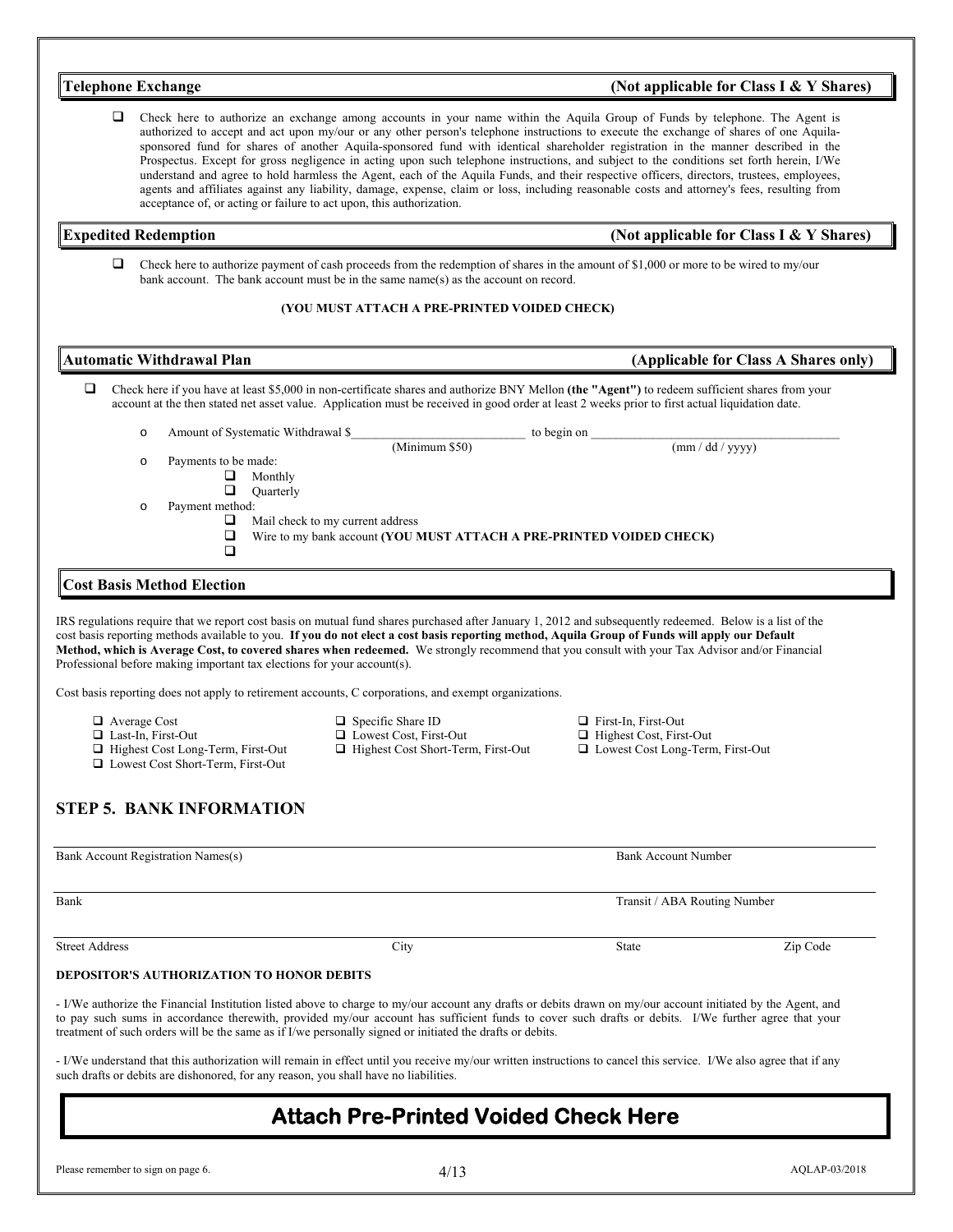## Telephone Exchange (Not applicable for Class I & Y Shares)

☐ Check here to authorize an exchange among accounts in your name within the Aquila Group of Funds by telephone. The Agent is authorized to accept and act upon my/our or any other person's telephone instructions to execute the exchange of shares of one Aquila-sponsored fund for shares of another Aquila-sponsored fund with identical shareholder registration in the manner described in the Prospectus. Except for gross negligence in acting upon such telephone instructions, and subject to the conditions set forth herein, I/We understand and agree to hold harmless the Agent, each of the Aquila Funds, and their respective officers, directors, trustees, employees, agents and affiliates against any liability, damage, expense, claim or loss, including reasonable costs and attorney's fees, resulting from acceptance of, or acting or failure to act upon, this authorization.

## Expedited Redemption (Not applicable for Class I & Y Shares)

☐ Check here to authorize payment of cash proceeds from the redemption of shares in the amount of $1,000 or more to be wired to my/our bank account. The bank account must be in the same name(s) as the account on record.

**(YOU MUST ATTACH A PRE-PRINTED VOIDED CHECK)**

## Automatic Withdrawal Plan (Applicable for Class A Shares only)

☐ Check here if you have at least $5,000 in non-certificate shares and authorize BNY Mellon **(the "Agent")** to redeem sufficient shares from your account at the then stated net asset value. Application must be received in good order at least 2 weeks prior to first actual liquidation date.

- Amount of Systematic Withdrawal $\_\_\_\_\_\_\_\_\_\_\_\_\_\_\_\_\_\_\_\_ (Minimum $50) to begin on \_\_\_\_\_\_\_\_\_\_\_\_\_\_\_\_\_\_\_\_ (mm / dd / yyyy)
- Payments to be made:
  - ☐ Monthly
  - ☐ Quarterly
- Payment method:
  - ☐ Mail check to my current address
  - ☐ Wire to my bank account **(YOU MUST ATTACH A PRE-PRINTED VOIDED CHECK)**
  - ☐

## Cost Basis Method Election

IRS regulations require that we report cost basis on mutual fund shares purchased after January 1, 2012 and subsequently redeemed. Below is a list of the cost basis reporting methods available to you. **If you do not elect a cost basis reporting method, Aquila Group of Funds will apply our Default Method, which is Average Cost, to covered shares when redeemed.** We strongly recommend that you consult with your Tax Advisor and/or Financial Professional before making important tax elections for your account(s).

Cost basis reporting does not apply to retirement accounts, C corporations, and exempt organizations.

- ☐ Average Cost
- ☐ Specific Share ID
- ☐ First-In, First-Out
- ☐ Last-In, First-Out
- ☐ Lowest Cost, First-Out
- ☐ Highest Cost, First-Out
- ☐ Highest Cost Long-Term, First-Out
- ☐ Highest Cost Short-Term, First-Out
- ☐ Lowest Cost Long-Term, First-Out
- ☐ Lowest Cost Short-Term, First-Out

## STEP 5. BANK INFORMATION

Bank Account Registration Names(s) \_\_\_\_\_\_\_\_\_\_\_\_\_\_\_\_\_\_\_\_ Bank Account Number \_\_\_\_\_\_\_\_\_\_

Bank \_\_\_\_\_\_\_\_\_\_\_\_\_\_\_\_\_\_\_\_ Transit / ABA Routing Number \_\_\_\_\_\_\_\_\_\_

Street Address \_\_\_\_\_\_\_\_\_\_ City \_\_\_\_\_\_\_\_\_\_ State \_\_\_\_\_ Zip Code \_\_\_\_\_

**DEPOSITOR'S AUTHORIZATION TO HONOR DEBITS**

- I/We authorize the Financial Institution listed above to charge to my/our account any drafts or debits drawn on my/our account initiated by the Agent, and to pay such sums in accordance therewith, provided my/our account has sufficient funds to cover such drafts or debits. I/We further agree that your treatment of such orders will be the same as if I/we personally signed or initiated the drafts or debits.

- I/We understand that this authorization will remain in effect until you receive my/our written instructions to cancel this service. I/We also agree that if any such drafts or debits are dishonored, for any reason, you shall have no liabilities.

**Attach Pre-Printed Voided Check Here**

Please remember to sign on page 6.

AQLAP-03/2018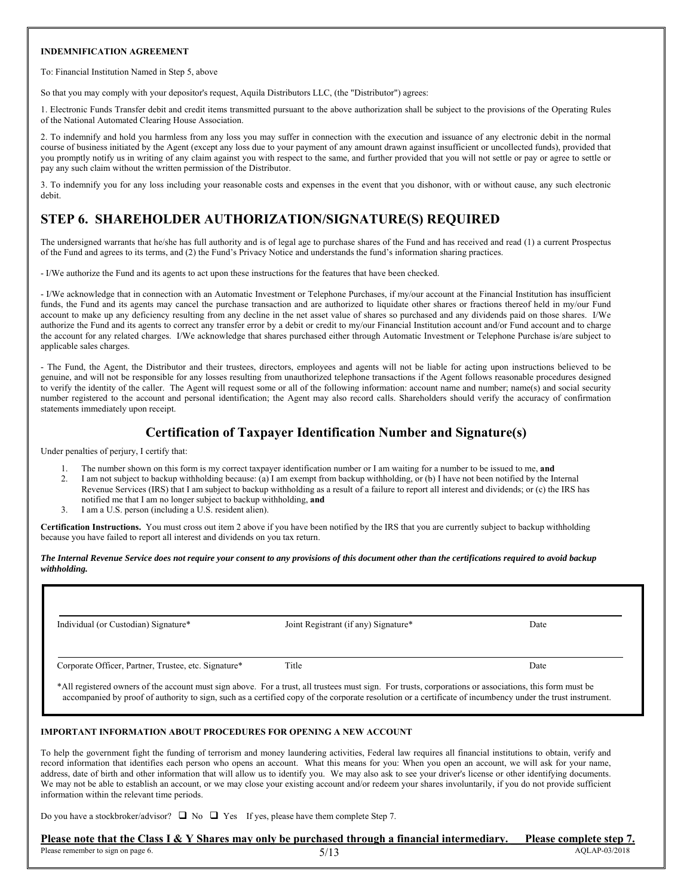**INDEMNIFICATION AGREEMENT**

To: Financial Institution Named in Step 5, above

So that you may comply with your depositor's request, Aquila Distributors LLC, (the "Distributor") agrees:

1. Electronic Funds Transfer debit and credit items transmitted pursuant to the above authorization shall be subject to the provisions of the Operating Rules of the National Automated Clearing House Association.

2. To indemnify and hold you harmless from any loss you may suffer in connection with the execution and issuance of any electronic debit in the normal course of business initiated by the Agent (except any loss due to your payment of any amount drawn against insufficient or uncollected funds), provided that you promptly notify us in writing of any claim against you with respect to the same, and further provided that you will not settle or pay or agree to settle or pay any such claim without the written permission of the Distributor.

3. To indemnify you for any loss including your reasonable costs and expenses in the event that you dishonor, with or without cause, any such electronic debit.

## STEP 6. SHAREHOLDER AUTHORIZATION/SIGNATURE(S) REQUIRED

The undersigned warrants that he/she has full authority and is of legal age to purchase shares of the Fund and has received and read (1) a current Prospectus of the Fund and agrees to its terms, and (2) the Fund's Privacy Notice and understands the fund's information sharing practices.

- I/We authorize the Fund and its agents to act upon these instructions for the features that have been checked.

- I/We acknowledge that in connection with an Automatic Investment or Telephone Purchases, if my/our account at the Financial Institution has insufficient funds, the Fund and its agents may cancel the purchase transaction and are authorized to liquidate other shares or fractions thereof held in my/our Fund account to make up any deficiency resulting from any decline in the net asset value of shares so purchased and any dividends paid on those shares. I/We authorize the Fund and its agents to correct any transfer error by a debit or credit to my/our Financial Institution account and/or Fund account and to charge the account for any related charges. I/We acknowledge that shares purchased either through Automatic Investment or Telephone Purchase is/are subject to applicable sales charges.

- The Fund, the Agent, the Distributor and their trustees, directors, employees and agents will not be liable for acting upon instructions believed to be genuine, and will not be responsible for any losses resulting from unauthorized telephone transactions if the Agent follows reasonable procedures designed to verify the identity of the caller. The Agent will request some or all of the following information: account name and number; name(s) and social security number registered to the account and personal identification; the Agent may also record calls. Shareholders should verify the accuracy of confirmation statements immediately upon receipt.

### Certification of Taxpayer Identification Number and Signature(s)

Under penalties of perjury, I certify that:

1. The number shown on this form is my correct taxpayer identification number or I am waiting for a number to be issued to me, **and**
2. I am not subject to backup withholding because: (a) I am exempt from backup withholding, or (b) I have not been notified by the Internal Revenue Services (IRS) that I am subject to backup withholding as a result of a failure to report all interest and dividends; or (c) the IRS has notified me that I am no longer subject to backup withholding, **and**
3. I am a U.S. person (including a U.S. resident alien).

**Certification Instructions.** You must cross out item 2 above if you have been notified by the IRS that you are currently subject to backup withholding because you have failed to report all interest and dividends on you tax return.

***The Internal Revenue Service does not require your consent to any provisions of this document other than the certifications required to avoid backup withholding.***

| Individual (or Custodian) Signature* | Joint Registrant (if any) Signature* | Date |
|---|---|---|
| Corporate Officer, Partner, Trustee, etc. Signature* | Title | Date |

*All registered owners of the account must sign above. For a trust, all trustees must sign. For trusts, corporations or associations, this form must be accompanied by proof of authority to sign, such as a certified copy of the corporate resolution or a certificate of incumbency under the trust instrument.

**IMPORTANT INFORMATION ABOUT PROCEDURES FOR OPENING A NEW ACCOUNT**

To help the government fight the funding of terrorism and money laundering activities, Federal law requires all financial institutions to obtain, verify and record information that identifies each person who opens an account. What this means for you: When you open an account, we will ask for your name, address, date of birth and other information that will allow us to identify you. We may also ask to see your driver's license or other identifying documents. We may not be able to establish an account, or we may close your existing account and/or redeem your shares involuntarily, if you do not provide sufficient information within the relevant time periods.

Do you have a stockbroker/advisor? ☐ No ☐ Yes If yes, please have them complete Step 7.

**Please note that the Class I & Y Shares may only be purchased through a financial intermediary. Please complete step 7.**

Please remember to sign on page 6.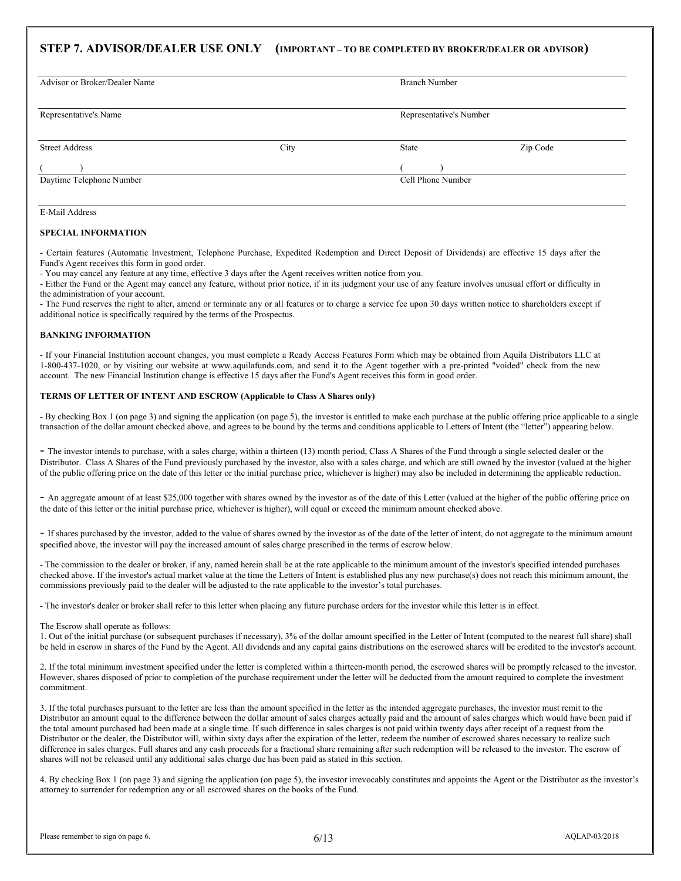## STEP 7. ADVISOR/DEALER USE ONLY (IMPORTANT – TO BE COMPLETED BY BROKER/DEALER OR ADVISOR)

| | | | |
|---|---|---|---|
| Advisor or Broker/Dealer Name | | Branch Number | |
| Representative's Name | | Representative's Number | |
| Street Address | City | State | Zip Code |
| ( ) Daytime Telephone Number | | ( ) Cell Phone Number | |
| E-Mail Address | | | |

**SPECIAL INFORMATION**

- Certain features (Automatic Investment, Telephone Purchase, Expedited Redemption and Direct Deposit of Dividends) are effective 15 days after the Fund's Agent receives this form in good order.
- You may cancel any feature at any time, effective 3 days after the Agent receives written notice from you.
- Either the Fund or the Agent may cancel any feature, without prior notice, if in its judgment your use of any feature involves unusual effort or difficulty in the administration of your account.
- The Fund reserves the right to alter, amend or terminate any or all features or to charge a service fee upon 30 days written notice to shareholders except if additional notice is specifically required by the terms of the Prospectus.

**BANKING INFORMATION**

- If your Financial Institution account changes, you must complete a Ready Access Features Form which may be obtained from Aquila Distributors LLC at 1-800-437-1020, or by visiting our website at www.aquilafunds.com, and send it to the Agent together with a pre-printed "voided" check from the new account. The new Financial Institution change is effective 15 days after the Fund's Agent receives this form in good order.

**TERMS OF LETTER OF INTENT AND ESCROW (Applicable to Class A Shares only)**

- By checking Box 1 (on page 3) and signing the application (on page 5), the investor is entitled to make each purchase at the public offering price applicable to a single transaction of the dollar amount checked above, and agrees to be bound by the terms and conditions applicable to Letters of Intent (the "letter") appearing below.

- The investor intends to purchase, with a sales charge, within a thirteen (13) month period, Class A Shares of the Fund through a single selected dealer or the Distributor. Class A Shares of the Fund previously purchased by the investor, also with a sales charge, and which are still owned by the investor (valued at the higher of the public offering price on the date of this letter or the initial purchase price, whichever is higher) may also be included in determining the applicable reduction.

- An aggregate amount of at least $25,000 together with shares owned by the investor as of the date of this Letter (valued at the higher of the public offering price on the date of this letter or the initial purchase price, whichever is higher), will equal or exceed the minimum amount checked above.

- If shares purchased by the investor, added to the value of shares owned by the investor as of the date of the letter of intent, do not aggregate to the minimum amount specified above, the investor will pay the increased amount of sales charge prescribed in the terms of escrow below.

- The commission to the dealer or broker, if any, named herein shall be at the rate applicable to the minimum amount of the investor's specified intended purchases checked above. If the investor's actual market value at the time the Letters of Intent is established plus any new purchase(s) does not reach this minimum amount, the commissions previously paid to the dealer will be adjusted to the rate applicable to the investor's total purchases.

- The investor's dealer or broker shall refer to this letter when placing any future purchase orders for the investor while this letter is in effect.

The Escrow shall operate as follows:

1. Out of the initial purchase (or subsequent purchases if necessary), 3% of the dollar amount specified in the Letter of Intent (computed to the nearest full share) shall be held in escrow in shares of the Fund by the Agent. All dividends and any capital gains distributions on the escrowed shares will be credited to the investor's account.

2. If the total minimum investment specified under the letter is completed within a thirteen-month period, the escrowed shares will be promptly released to the investor. However, shares disposed of prior to completion of the purchase requirement under the letter will be deducted from the amount required to complete the investment commitment.

3. If the total purchases pursuant to the letter are less than the amount specified in the letter as the intended aggregate purchases, the investor must remit to the Distributor an amount equal to the difference between the dollar amount of sales charges actually paid and the amount of sales charges which would have been paid if the total amount purchased had been made at a single time. If such difference in sales charges is not paid within twenty days after receipt of a request from the Distributor or the dealer, the Distributor will, within sixty days after the expiration of the letter, redeem the number of escrowed shares necessary to realize such difference in sales charges. Full shares and any cash proceeds for a fractional share remaining after such redemption will be released to the investor. The escrow of shares will not be released until any additional sales charge due has been paid as stated in this section.

4. By checking Box 1 (on page 3) and signing the application (on page 5), the investor irrevocably constitutes and appoints the Agent or the Distributor as the investor's attorney to surrender for redemption any or all escrowed shares on the books of the Fund.

Please remember to sign on page 6.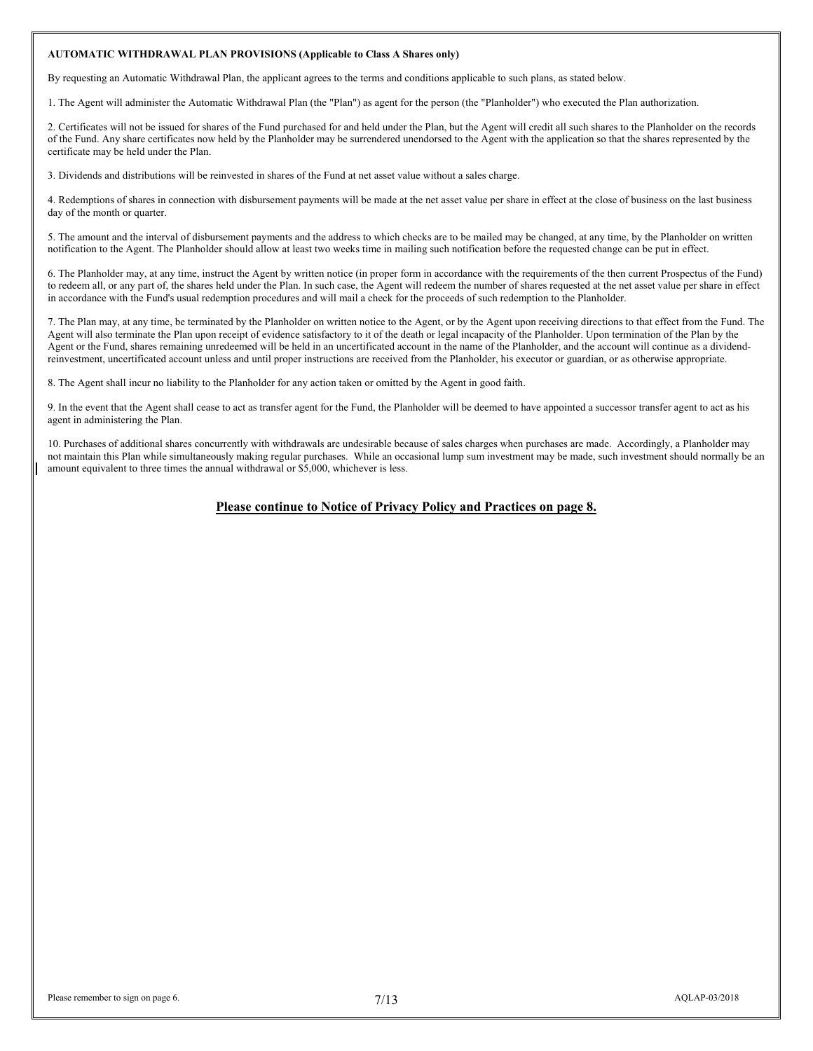**AUTOMATIC WITHDRAWAL PLAN PROVISIONS (Applicable to Class A Shares only)**

By requesting an Automatic Withdrawal Plan, the applicant agrees to the terms and conditions applicable to such plans, as stated below.

1. The Agent will administer the Automatic Withdrawal Plan (the "Plan") as agent for the person (the "Planholder") who executed the Plan authorization.

2. Certificates will not be issued for shares of the Fund purchased for and held under the Plan, but the Agent will credit all such shares to the Planholder on the records of the Fund. Any share certificates now held by the Planholder may be surrendered unendorsed to the Agent with the application so that the shares represented by the certificate may be held under the Plan.

3. Dividends and distributions will be reinvested in shares of the Fund at net asset value without a sales charge.

4. Redemptions of shares in connection with disbursement payments will be made at the net asset value per share in effect at the close of business on the last business day of the month or quarter.

5. The amount and the interval of disbursement payments and the address to which checks are to be mailed may be changed, at any time, by the Planholder on written notification to the Agent. The Planholder should allow at least two weeks time in mailing such notification before the requested change can be put in effect.

6. The Planholder may, at any time, instruct the Agent by written notice (in proper form in accordance with the requirements of the then current Prospectus of the Fund) to redeem all, or any part of, the shares held under the Plan. In such case, the Agent will redeem the number of shares requested at the net asset value per share in effect in accordance with the Fund's usual redemption procedures and will mail a check for the proceeds of such redemption to the Planholder.

7. The Plan may, at any time, be terminated by the Planholder on written notice to the Agent, or by the Agent upon receiving directions to that effect from the Fund. The Agent will also terminate the Plan upon receipt of evidence satisfactory to it of the death or legal incapacity of the Planholder. Upon termination of the Plan by the Agent or the Fund, shares remaining unredeemed will be held in an uncertificated account in the name of the Planholder, and the account will continue as a dividend-reinvestment, uncertificated account unless and until proper instructions are received from the Planholder, his executor or guardian, or as otherwise appropriate.

8. The Agent shall incur no liability to the Planholder for any action taken or omitted by the Agent in good faith.

9. In the event that the Agent shall cease to act as transfer agent for the Fund, the Planholder will be deemed to have appointed a successor transfer agent to act as his agent in administering the Plan.

10. Purchases of additional shares concurrently with withdrawals are undesirable because of sales charges when purchases are made. Accordingly, a Planholder may not maintain this Plan while simultaneously making regular purchases. While an occasional lump sum investment may be made, such investment should normally be an amount equivalent to three times the annual withdrawal or $5,000, whichever is less.

**Please continue to Notice of Privacy Policy and Practices on page 8.**

Please remember to sign on page 6.

AQLAP-03/2018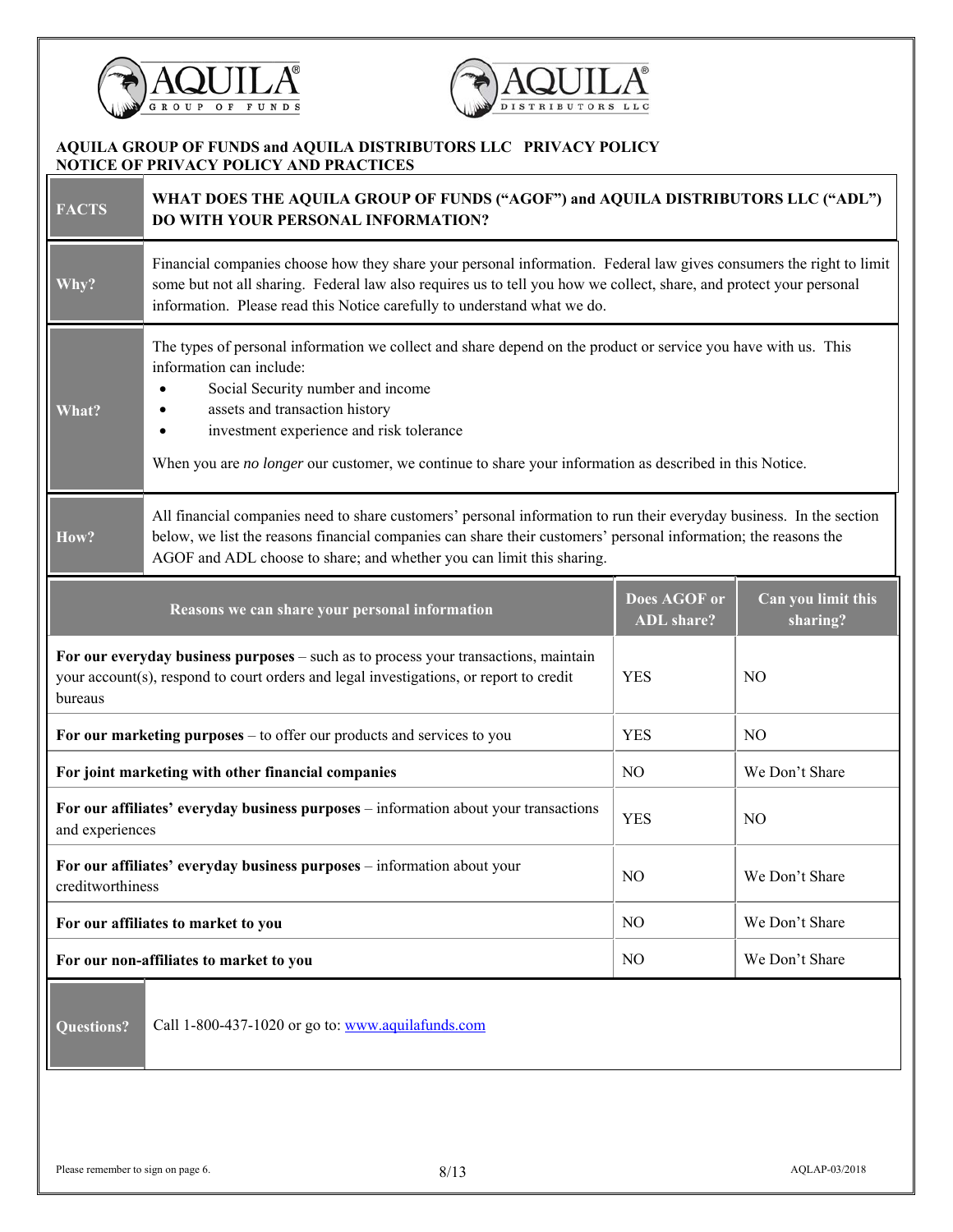**AQUILA GROUP OF FUNDS and AQUILA DISTRIBUTORS LLC PRIVACY POLICY**
**NOTICE OF PRIVACY POLICY AND PRACTICES**

| **FACTS** | **WHAT DOES THE AQUILA GROUP OF FUNDS ("AGOF") and AQUILA DISTRIBUTORS LLC ("ADL") DO WITH YOUR PERSONAL INFORMATION?** |
|---|---|
| **Why?** | Financial companies choose how they share your personal information. Federal law gives consumers the right to limit some but not all sharing. Federal law also requires us to tell you how we collect, share, and protect your personal information. Please read this Notice carefully to understand what we do. |
| **What?** | The types of personal information we collect and share depend on the product or service you have with us. This information can include:<br>• Social Security number and income<br>• assets and transaction history<br>• investment experience and risk tolerance<br><br>When you are *no longer* our customer, we continue to share your information as described in this Notice. |
| **How?** | All financial companies need to share customers' personal information to run their everyday business. In the section below, we list the reasons financial companies can share their customers' personal information; the reasons the AGOF and ADL choose to share; and whether you can limit this sharing. |

| Reasons we can share your personal information | Does AGOF or ADL share? | Can you limit this sharing? |
|---|---|---|
| **For our everyday business purposes** – such as to process your transactions, maintain your account(s), respond to court orders and legal investigations, or report to credit bureaus | YES | NO |
| **For our marketing purposes** – to offer our products and services to you | YES | NO |
| **For joint marketing with other financial companies** | NO | We Don't Share |
| **For our affiliates' everyday business purposes** – information about your transactions and experiences | YES | NO |
| **For our affiliates' everyday business purposes** – information about your creditworthiness | NO | We Don't Share |
| **For our affiliates to market to you** | NO | We Don't Share |
| **For our non-affiliates to market to you** | NO | We Don't Share |

| **Questions?** | Call 1-800-437-1020 or go to: www.aquilafunds.com |
|---|---|

Please remember to sign on page 6.

AQLAP-03/2018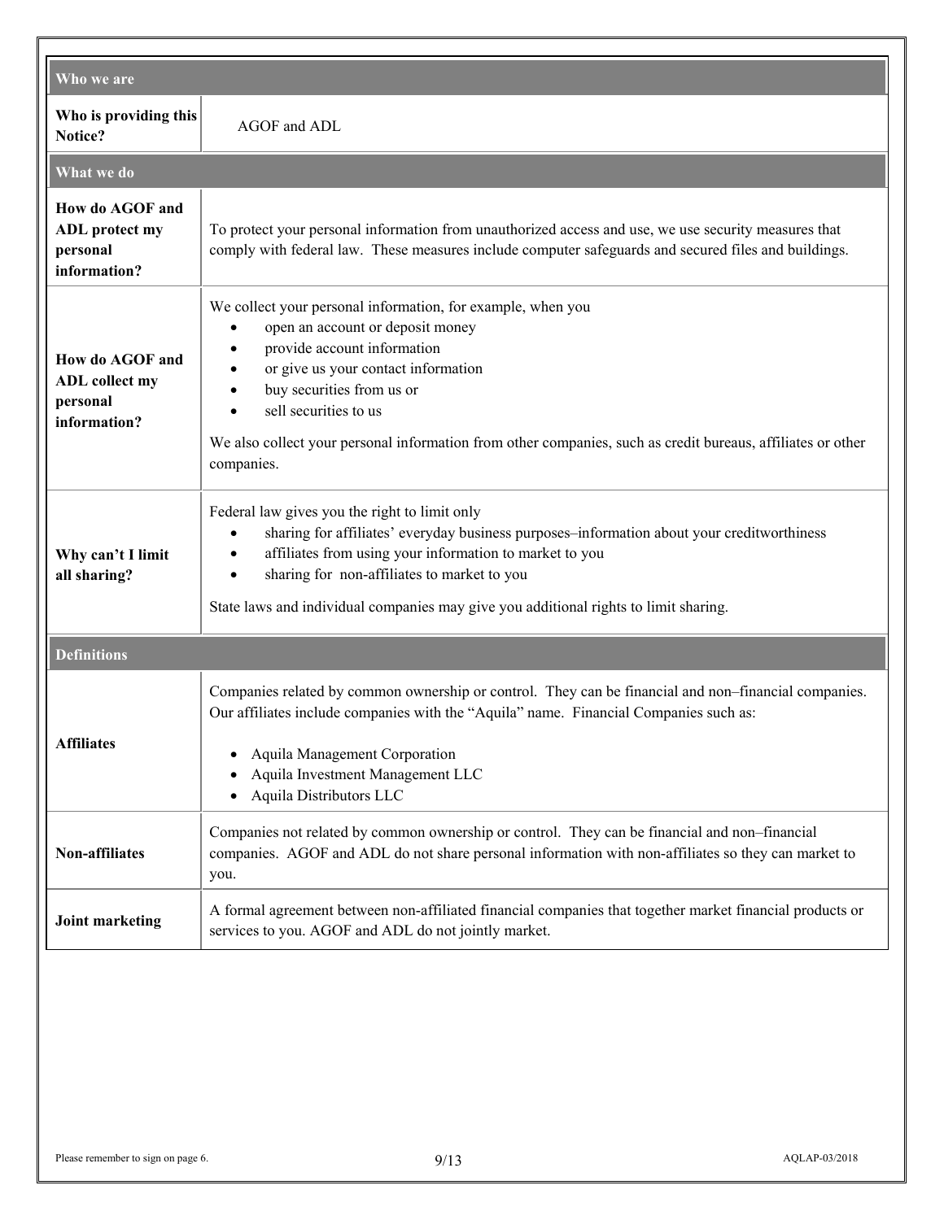| Who we are | |
|---|---|
| **Who is providing this Notice?** | AGOF and ADL |
| **What we do** | |
| **How do AGOF and ADL protect my personal information?** | To protect your personal information from unauthorized access and use, we use security measures that comply with federal law. These measures include computer safeguards and secured files and buildings. |
| **How do AGOF and ADL collect my personal information?** | We collect your personal information, for example, when you<br>• open an account or deposit money<br>• provide account information<br>• or give us your contact information<br>• buy securities from us or<br>• sell securities to us<br><br>We also collect your personal information from other companies, such as credit bureaus, affiliates or other companies. |
| **Why can't I limit all sharing?** | Federal law gives you the right to limit only<br>• sharing for affiliates' everyday business purposes–information about your creditworthiness<br>• affiliates from using your information to market to you<br>• sharing for non-affiliates to market to you<br><br>State laws and individual companies may give you additional rights to limit sharing. |
| **Definitions** | |
| **Affiliates** | Companies related by common ownership or control. They can be financial and non–financial companies. Our affiliates include companies with the "Aquila" name. Financial Companies such as:<br><br>• Aquila Management Corporation<br>• Aquila Investment Management LLC<br>• Aquila Distributors LLC |
| **Non-affiliates** | Companies not related by common ownership or control. They can be financial and non–financial companies. AGOF and ADL do not share personal information with non-affiliates so they can market to you. |
| **Joint marketing** | A formal agreement between non-affiliated financial companies that together market financial products or services to you. AGOF and ADL do not jointly market. |

Please remember to sign on page 6.

AQLAP-03/2018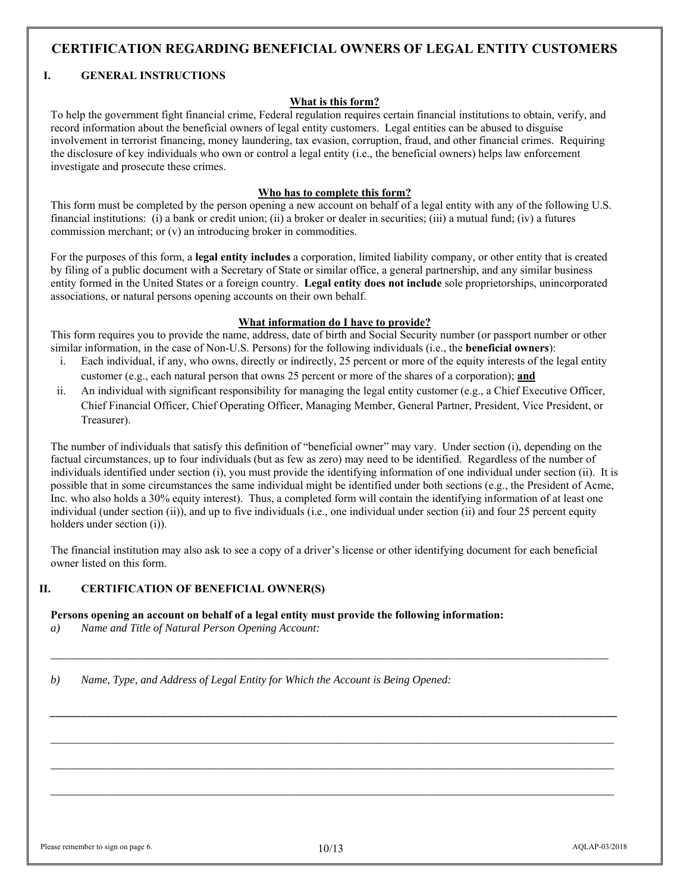# CERTIFICATION REGARDING BENEFICIAL OWNERS OF LEGAL ENTITY CUSTOMERS

## I. GENERAL INSTRUCTIONS

**What is this form?**

To help the government fight financial crime, Federal regulation requires certain financial institutions to obtain, verify, and record information about the beneficial owners of legal entity customers. Legal entities can be abused to disguise involvement in terrorist financing, money laundering, tax evasion, corruption, fraud, and other financial crimes. Requiring the disclosure of key individuals who own or control a legal entity (i.e., the beneficial owners) helps law enforcement investigate and prosecute these crimes.

**Who has to complete this form?**

This form must be completed by the person opening a new account on behalf of a legal entity with any of the following U.S. financial institutions: (i) a bank or credit union; (ii) a broker or dealer in securities; (iii) a mutual fund; (iv) a futures commission merchant; or (v) an introducing broker in commodities.

For the purposes of this form, a **legal entity includes** a corporation, limited liability company, or other entity that is created by filing of a public document with a Secretary of State or similar office, a general partnership, and any similar business entity formed in the United States or a foreign country. **Legal entity does not include** sole proprietorships, unincorporated associations, or natural persons opening accounts on their own behalf.

**What information do I have to provide?**

This form requires you to provide the name, address, date of birth and Social Security number (or passport number or other similar information, in the case of Non-U.S. Persons) for the following individuals (i.e., the **beneficial owners**):

i. Each individual, if any, who owns, directly or indirectly, 25 percent or more of the equity interests of the legal entity customer (e.g., each natural person that owns 25 percent or more of the shares of a corporation); **and**

ii. An individual with significant responsibility for managing the legal entity customer (e.g., a Chief Executive Officer, Chief Financial Officer, Chief Operating Officer, Managing Member, General Partner, President, Vice President, or Treasurer).

The number of individuals that satisfy this definition of "beneficial owner" may vary. Under section (i), depending on the factual circumstances, up to four individuals (but as few as zero) may need to be identified. Regardless of the number of individuals identified under section (i), you must provide the identifying information of one individual under section (ii). It is possible that in some circumstances the same individual might be identified under both sections (e.g., the President of Acme, Inc. who also holds a 30% equity interest). Thus, a completed form will contain the identifying information of at least one individual (under section (ii)), and up to five individuals (i.e., one individual under section (ii) and four 25 percent equity holders under section (i)).

The financial institution may also ask to see a copy of a driver's license or other identifying document for each beneficial owner listed on this form.

## II. CERTIFICATION OF BENEFICIAL OWNER(S)

**Persons opening an account on behalf of a legal entity must provide the following information:**

*a) Name and Title of Natural Person Opening Account:*

_______________________________________________________________________________

*b) Name, Type, and Address of Legal Entity for Which the Account is Being Opened:*

_______________________________________________________________________________

_______________________________________________________________________________

_______________________________________________________________________________

_______________________________________________________________________________

Please remember to sign on page 6.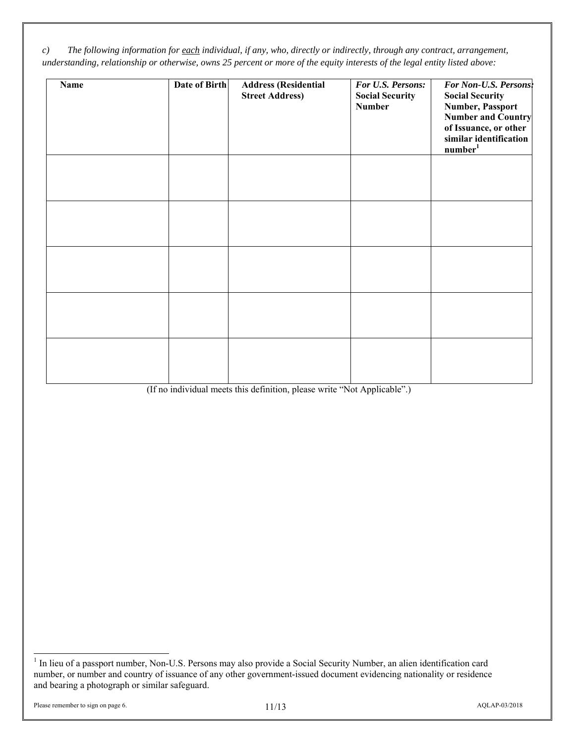*c) The following information for <u>each</u> individual, if any, who, directly or indirectly, through any contract, arrangement, understanding, relationship or otherwise, owns 25 percent or more of the equity interests of the legal entity listed above:*

| **Name** | **Date of Birth** | **Address (Residential Street Address)** | ***For U.S. Persons:*** **Social Security Number** | ***For Non-U.S. Persons:*** **Social Security Number, Passport Number and Country of Issuance, or other similar identification number**[1] |
|---|---|---|---|---|
| | | | | |
| | | | | |
| | | | | |
| | | | | |
| | | | | |

(If no individual meets this definition, please write "Not Applicable".)

[1] In lieu of a passport number, Non-U.S. Persons may also provide a Social Security Number, an alien identification card number, or number and country of issuance of any other government-issued document evidencing nationality or residence and bearing a photograph or similar safeguard.

Please remember to sign on page 6.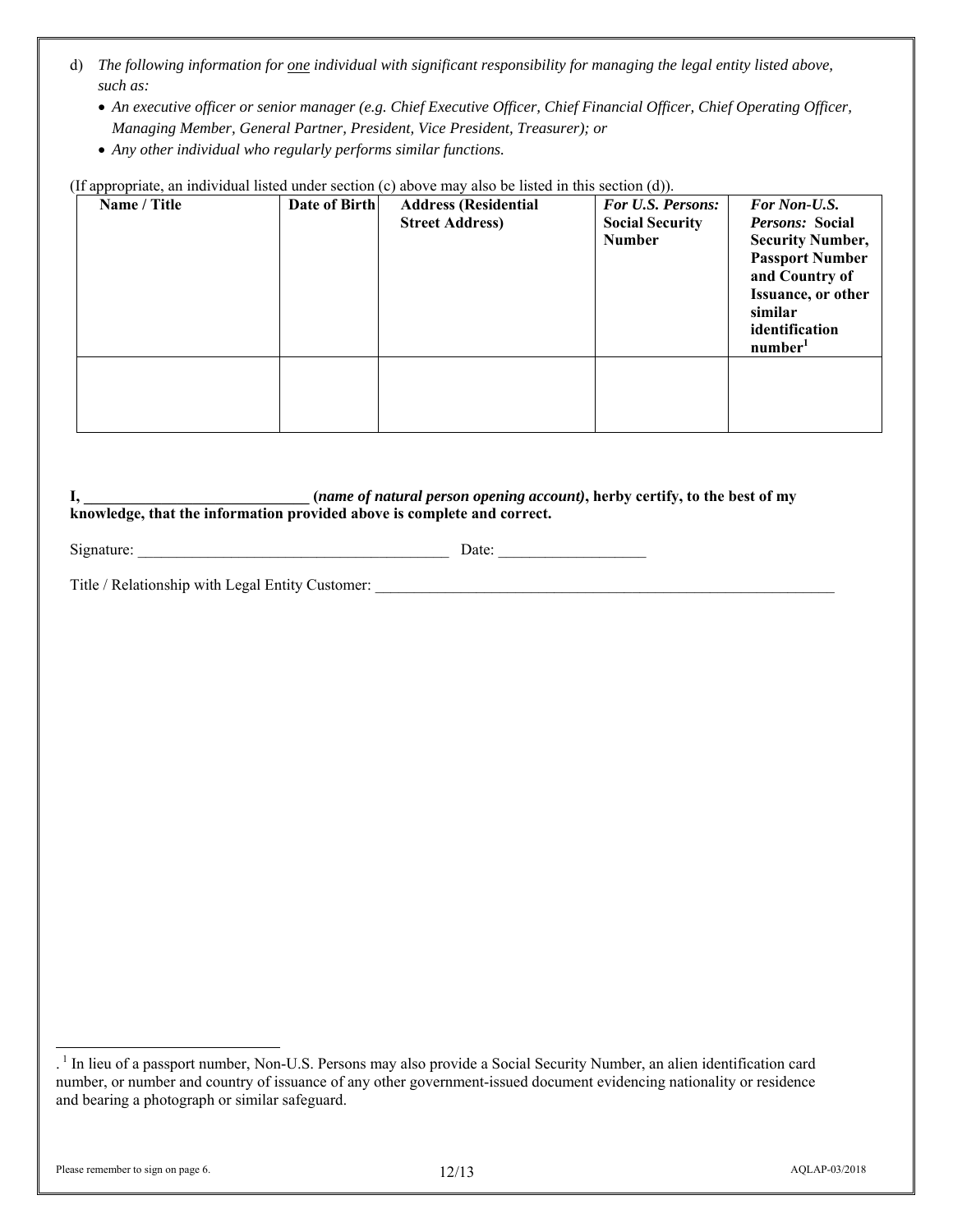d) *The following information for <u>one</u> individual with significant responsibility for managing the legal entity listed above, such as:*

- *An executive officer or senior manager (e.g. Chief Executive Officer, Chief Financial Officer, Chief Operating Officer, Managing Member, General Partner, President, Vice President, Treasurer); or*
- *Any other individual who regularly performs similar functions.*

(If appropriate, an individual listed under section (c) above may also be listed in this section (d)).

| **Name / Title** | **Date of Birth** | **Address (Residential Street Address)** | ***For U.S. Persons:* Social Security Number** | ***For Non-U.S. Persons:* Social Security Number, Passport Number and Country of Issuance, or other similar identification number**[1] |
|---|---|---|---|---|
| | | | | |

**I, _____________________________ (*name of natural person opening account*), herby certify, to the best of my knowledge, that the information provided above is complete and correct.**

Signature: ________________________________________ Date: ___________________

Title / Relationship with Legal Entity Customer: _____________________________________________________________

---

[1] In lieu of a passport number, Non-U.S. Persons may also provide a Social Security Number, an alien identification card number, or number and country of issuance of any other government-issued document evidencing nationality or residence and bearing a photograph or similar safeguard.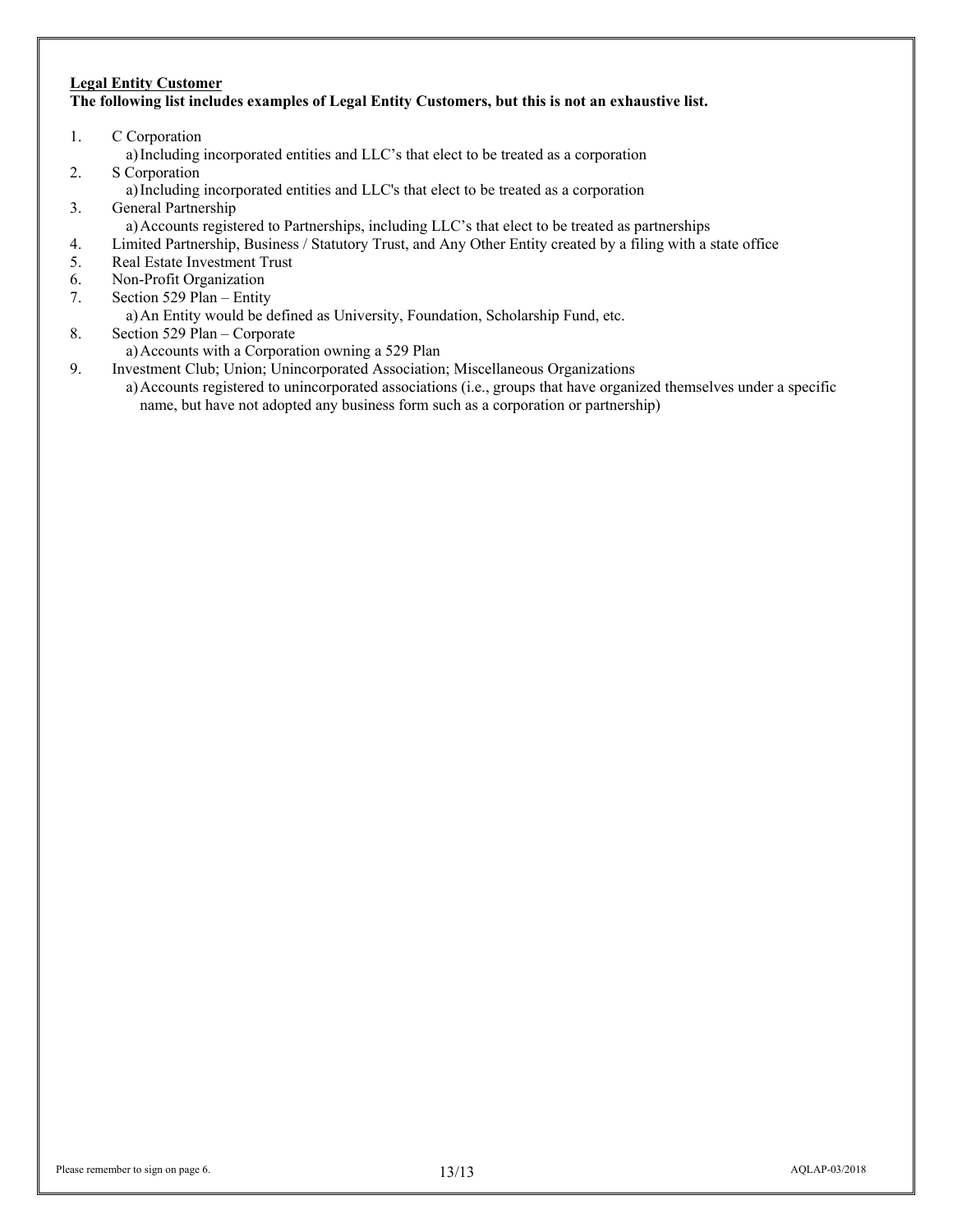**<u>Legal Entity Customer</u>**

**The following list includes examples of Legal Entity Customers, but this is not an exhaustive list.**

1. C Corporation
   a) Including incorporated entities and LLC's that elect to be treated as a corporation
2. S Corporation
   a) Including incorporated entities and LLC's that elect to be treated as a corporation
3. General Partnership
   a) Accounts registered to Partnerships, including LLC's that elect to be treated as partnerships
4. Limited Partnership, Business / Statutory Trust, and Any Other Entity created by a filing with a state office
5. Real Estate Investment Trust
6. Non-Profit Organization
7. Section 529 Plan – Entity
   a) An Entity would be defined as University, Foundation, Scholarship Fund, etc.
8. Section 529 Plan – Corporate
   a) Accounts with a Corporation owning a 529 Plan
9. Investment Club; Union; Unincorporated Association; Miscellaneous Organizations
   a) Accounts registered to unincorporated associations (i.e., groups that have organized themselves under a specific name, but have not adopted any business form such as a corporation or partnership)